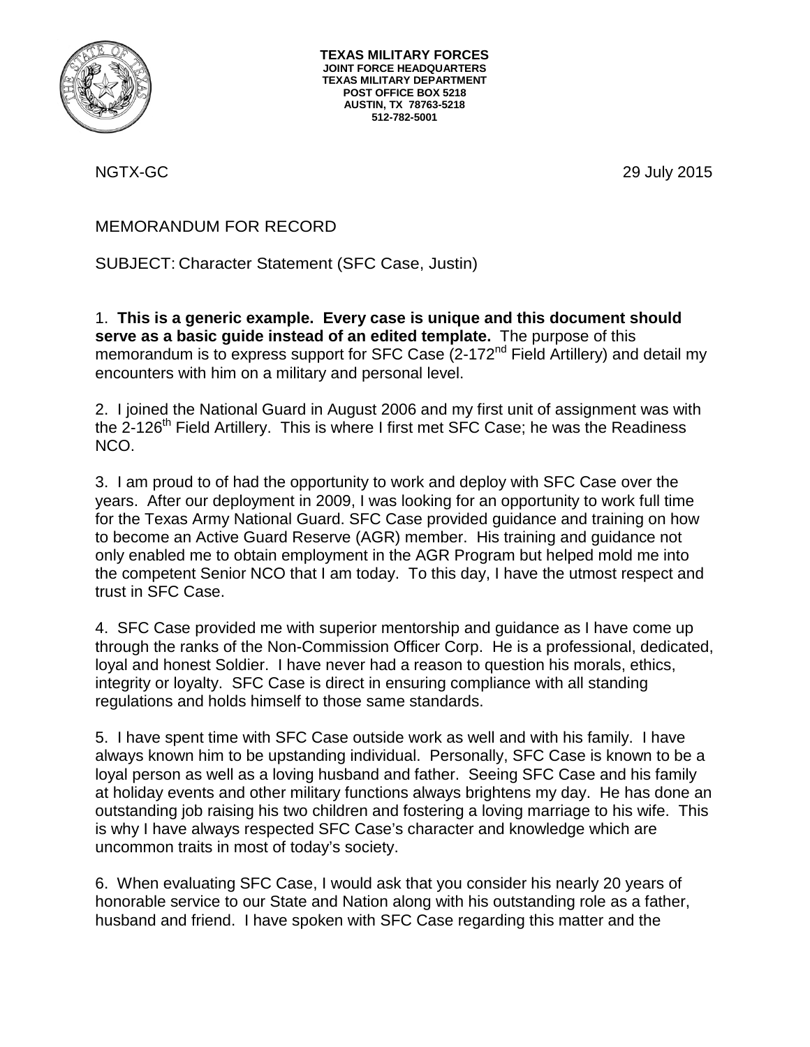**TEXAS MILITARY FORCES**
**JOINT FORCE HEADQUARTERS**
**TEXAS MILITARY DEPARTMENT**
**POST OFFICE BOX 5218**
**AUSTIN, TX 78763-5218**
**512-782-5001**

NGTX-GC 29 July 2015

MEMORANDUM FOR RECORD

SUBJECT: Character Statement (SFC Case, Justin)

1. **This is a generic example. Every case is unique and this document should serve as a basic guide instead of an edited template.** The purpose of this memorandum is to express support for SFC Case (2-172nd Field Artillery) and detail my encounters with him on a military and personal level.

2. I joined the National Guard in August 2006 and my first unit of assignment was with the 2-126th Field Artillery. This is where I first met SFC Case; he was the Readiness NCO.

3. I am proud to of had the opportunity to work and deploy with SFC Case over the years. After our deployment in 2009, I was looking for an opportunity to work full time for the Texas Army National Guard. SFC Case provided guidance and training on how to become an Active Guard Reserve (AGR) member. His training and guidance not only enabled me to obtain employment in the AGR Program but helped mold me into the competent Senior NCO that I am today. To this day, I have the utmost respect and trust in SFC Case.

4. SFC Case provided me with superior mentorship and guidance as I have come up through the ranks of the Non-Commission Officer Corp. He is a professional, dedicated, loyal and honest Soldier. I have never had a reason to question his morals, ethics, integrity or loyalty. SFC Case is direct in ensuring compliance with all standing regulations and holds himself to those same standards.

5. I have spent time with SFC Case outside work as well and with his family. I have always known him to be upstanding individual. Personally, SFC Case is known to be a loyal person as well as a loving husband and father. Seeing SFC Case and his family at holiday events and other military functions always brightens my day. He has done an outstanding job raising his two children and fostering a loving marriage to his wife. This is why I have always respected SFC Case's character and knowledge which are uncommon traits in most of today's society.

6. When evaluating SFC Case, I would ask that you consider his nearly 20 years of honorable service to our State and Nation along with his outstanding role as a father, husband and friend. I have spoken with SFC Case regarding this matter and the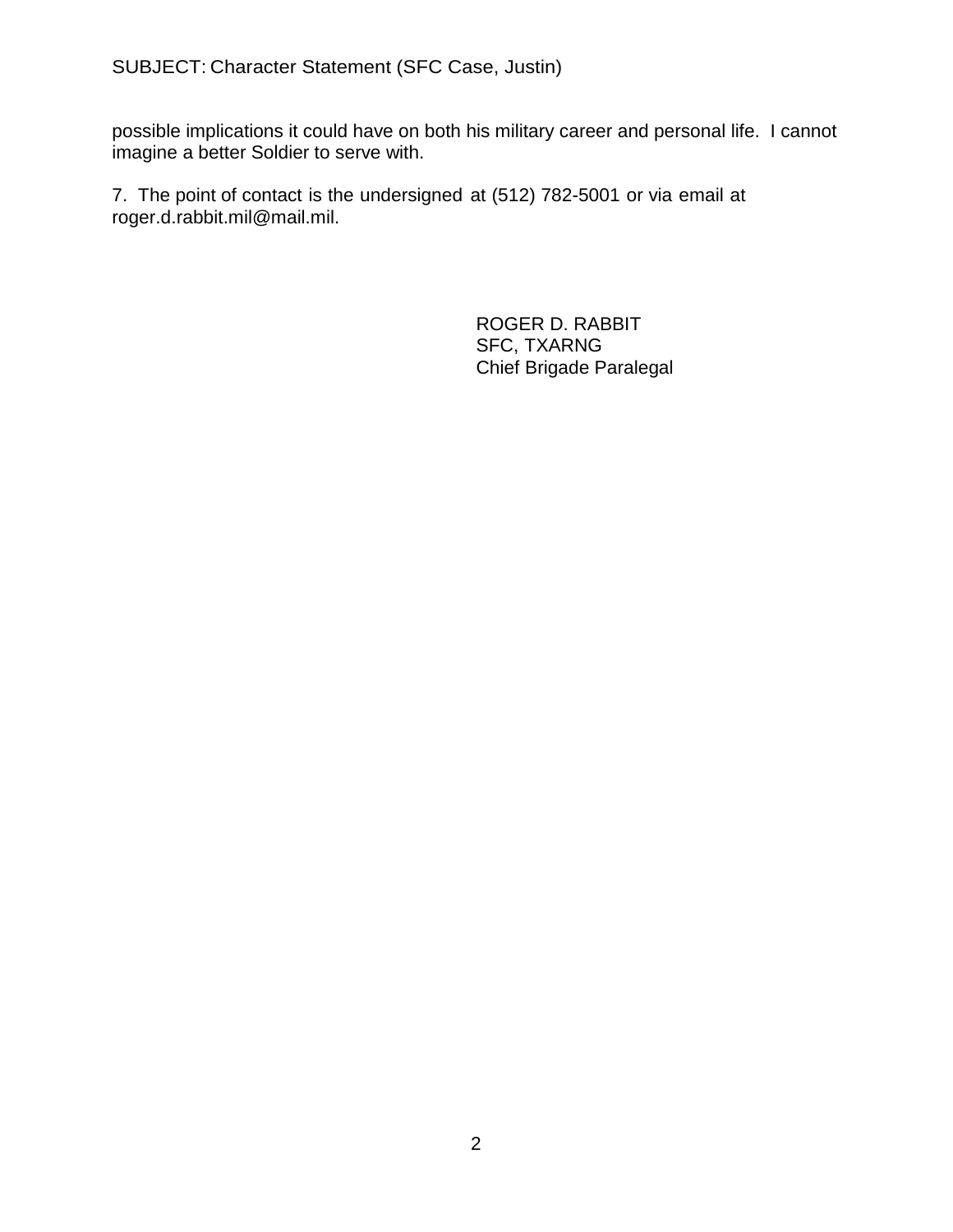possible implications it could have on both his military career and personal life. I cannot imagine a better Soldier to serve with.

7. The point of contact is the undersigned at (512) 782-5001 or via email at roger.d.rabbit.mil@mail.mil.

ROGER D. RABBIT
SFC, TXARNG
Chief Brigade Paralegal